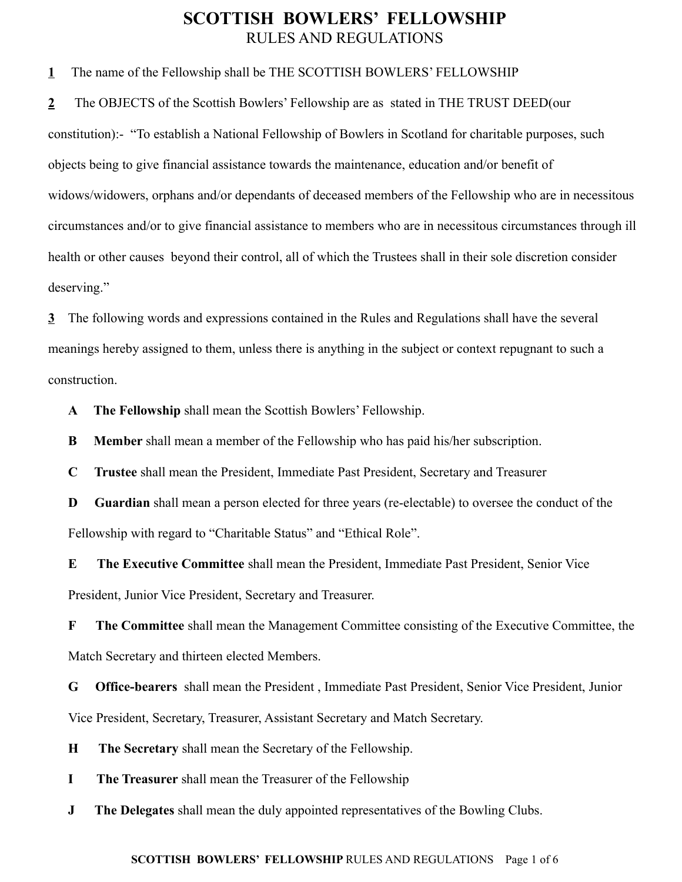# SCOTTISH BOWLERS' FELLOWSHIP

## RULES AND REGULATIONS

**1** The name of the Fellowship shall be THE SCOTTISH BOWLERS' FELLOWSHIP

**2** The OBJECTS of the Scottish Bowlers' Fellowship are as stated in THE TRUST DEED(our constitution):- "To establish a National Fellowship of Bowlers in Scotland for charitable purposes, such objects being to give financial assistance towards the maintenance, education and/or benefit of widows/widowers, orphans and/or dependants of deceased members of the Fellowship who are in necessitous circumstances and/or to give financial assistance to members who are in necessitous circumstances through ill health or other causes beyond their control, all of which the Trustees shall in their sole discretion consider deserving."

**3** The following words and expressions contained in the Rules and Regulations shall have the several meanings hereby assigned to them, unless there is anything in the subject or context repugnant to such a construction.

- **A** **The Fellowship** shall mean the Scottish Bowlers' Fellowship.
- **B** **Member** shall mean a member of the Fellowship who has paid his/her subscription.
- **C** **Trustee** shall mean the President, Immediate Past President, Secretary and Treasurer
- **D** **Guardian** shall mean a person elected for three years (re-electable) to oversee the conduct of the Fellowship with regard to "Charitable Status" and "Ethical Role".
- **E** **The Executive Committee** shall mean the President, Immediate Past President, Senior Vice President, Junior Vice President, Secretary and Treasurer.
- **F** **The Committee** shall mean the Management Committee consisting of the Executive Committee, the Match Secretary and thirteen elected Members.
- **G** **Office-bearers** shall mean the President , Immediate Past President, Senior Vice President, Junior Vice President, Secretary, Treasurer, Assistant Secretary and Match Secretary.
- **H** **The Secretary** shall mean the Secretary of the Fellowship.
- **I** **The Treasurer** shall mean the Treasurer of the Fellowship
- **J** **The Delegates** shall mean the duly appointed representatives of the Bowling Clubs.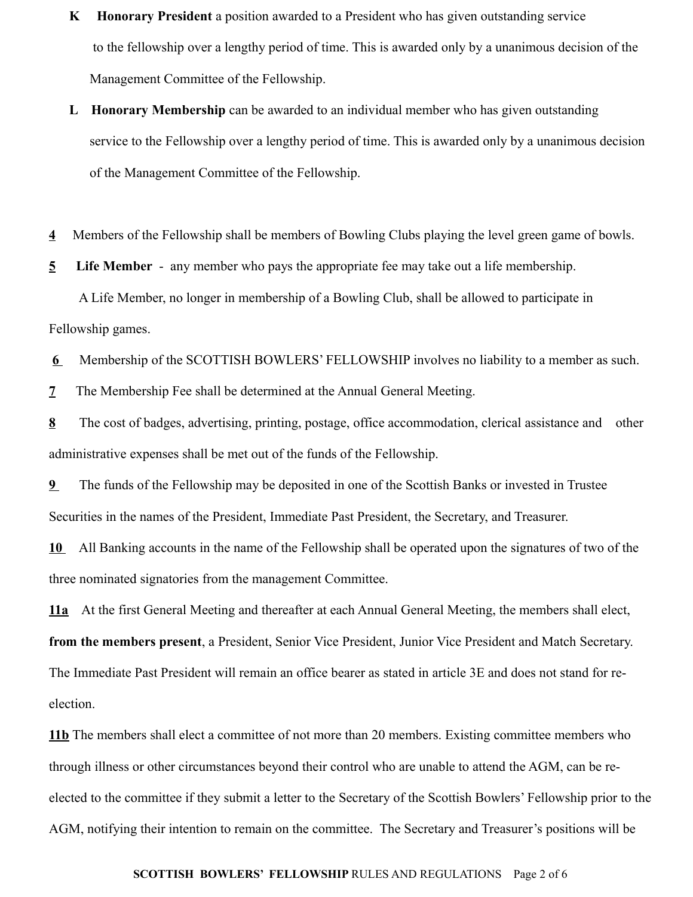**K** **Honorary President** a position awarded to a President who has given outstanding service to the fellowship over a lengthy period of time. This is awarded only by a unanimous decision of the Management Committee of the Fellowship.

**L** **Honorary Membership** can be awarded to an individual member who has given outstanding service to the Fellowship over a lengthy period of time. This is awarded only by a unanimous decision of the Management Committee of the Fellowship.

**4** Members of the Fellowship shall be members of Bowling Clubs playing the level green game of bowls.

**5** **Life Member** - any member who pays the appropriate fee may take out a life membership.

A Life Member, no longer in membership of a Bowling Club, shall be allowed to participate in Fellowship games.

**6** Membership of the SCOTTISH BOWLERS' FELLOWSHIP involves no liability to a member as such.

**7** The Membership Fee shall be determined at the Annual General Meeting.

**8** The cost of badges, advertising, printing, postage, office accommodation, clerical assistance and other administrative expenses shall be met out of the funds of the Fellowship.

**9** The funds of the Fellowship may be deposited in one of the Scottish Banks or invested in Trustee Securities in the names of the President, Immediate Past President, the Secretary, and Treasurer.

**10** All Banking accounts in the name of the Fellowship shall be operated upon the signatures of two of the three nominated signatories from the management Committee.

**11a** At the first General Meeting and thereafter at each Annual General Meeting, the members shall elect, **from the members present**, a President, Senior Vice President, Junior Vice President and Match Secretary. The Immediate Past President will remain an office bearer as stated in article 3E and does not stand for re-election.

**11b** The members shall elect a committee of not more than 20 members. Existing committee members who through illness or other circumstances beyond their control who are unable to attend the AGM, can be re-elected to the committee if they submit a letter to the Secretary of the Scottish Bowlers' Fellowship prior to the AGM, notifying their intention to remain on the committee. The Secretary and Treasurer's positions will be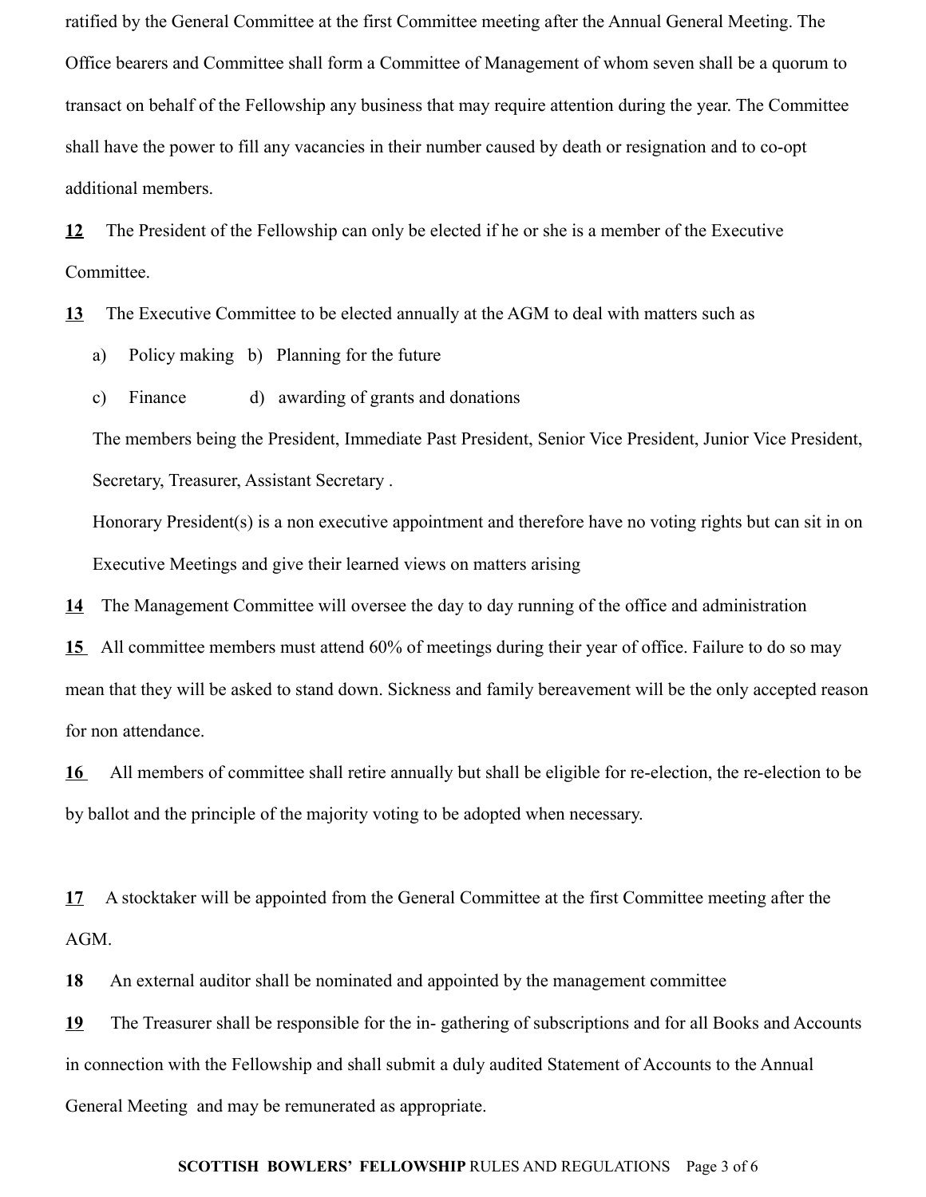ratified by the General Committee at the first Committee meeting after the Annual General Meeting. The Office bearers and Committee shall form a Committee of Management of whom seven shall be a quorum to transact on behalf of the Fellowship any business that may require attention during the year. The Committee shall have the power to fill any vacancies in their number caused by death or resignation and to co-opt additional members.

**12** The President of the Fellowship can only be elected if he or she is a member of the Executive Committee.

**13** The Executive Committee to be elected annually at the AGM to deal with matters such as

a) Policy making b) Planning for the future

c) Finance d) awarding of grants and donations

The members being the President, Immediate Past President, Senior Vice President, Junior Vice President, Secretary, Treasurer, Assistant Secretary .

Honorary President(s) is a non executive appointment and therefore have no voting rights but can sit in on Executive Meetings and give their learned views on matters arising

**14** The Management Committee will oversee the day to day running of the office and administration

**15** All committee members must attend 60% of meetings during their year of office. Failure to do so may mean that they will be asked to stand down. Sickness and family bereavement will be the only accepted reason for non attendance.

**16** All members of committee shall retire annually but shall be eligible for re-election, the re-election to be by ballot and the principle of the majority voting to be adopted when necessary.

**17** A stocktaker will be appointed from the General Committee at the first Committee meeting after the AGM.

**18** An external auditor shall be nominated and appointed by the management committee

**19** The Treasurer shall be responsible for the in- gathering of subscriptions and for all Books and Accounts in connection with the Fellowship and shall submit a duly audited Statement of Accounts to the Annual General Meeting and may be remunerated as appropriate.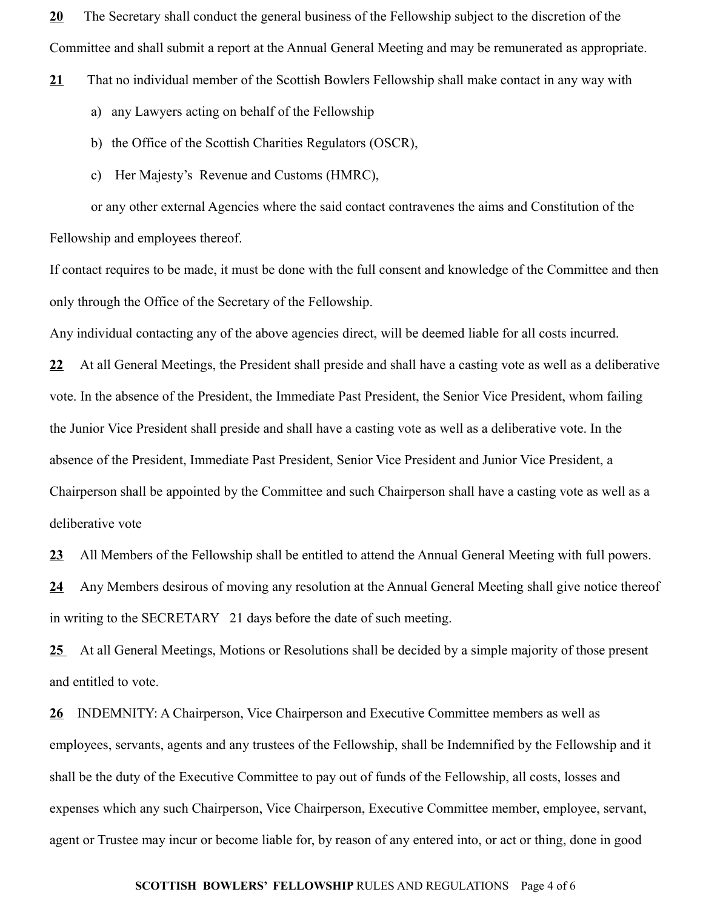**20** The Secretary shall conduct the general business of the Fellowship subject to the discretion of the Committee and shall submit a report at the Annual General Meeting and may be remunerated as appropriate.

**21** That no individual member of the Scottish Bowlers Fellowship shall make contact in any way with

a) any Lawyers acting on behalf of the Fellowship

b) the Office of the Scottish Charities Regulators (OSCR),

c) Her Majesty's Revenue and Customs (HMRC),

or any other external Agencies where the said contact contravenes the aims and Constitution of the Fellowship and employees thereof.

If contact requires to be made, it must be done with the full consent and knowledge of the Committee and then only through the Office of the Secretary of the Fellowship.

Any individual contacting any of the above agencies direct, will be deemed liable for all costs incurred.

**22** At all General Meetings, the President shall preside and shall have a casting vote as well as a deliberative vote. In the absence of the President, the Immediate Past President, the Senior Vice President, whom failing the Junior Vice President shall preside and shall have a casting vote as well as a deliberative vote. In the absence of the President, Immediate Past President, Senior Vice President and Junior Vice President, a Chairperson shall be appointed by the Committee and such Chairperson shall have a casting vote as well as a deliberative vote

**23** All Members of the Fellowship shall be entitled to attend the Annual General Meeting with full powers.

**24** Any Members desirous of moving any resolution at the Annual General Meeting shall give notice thereof in writing to the SECRETARY 21 days before the date of such meeting.

**25** At all General Meetings, Motions or Resolutions shall be decided by a simple majority of those present and entitled to vote.

**26** INDEMNITY: A Chairperson, Vice Chairperson and Executive Committee members as well as employees, servants, agents and any trustees of the Fellowship, shall be Indemnified by the Fellowship and it shall be the duty of the Executive Committee to pay out of funds of the Fellowship, all costs, losses and expenses which any such Chairperson, Vice Chairperson, Executive Committee member, employee, servant, agent or Trustee may incur or become liable for, by reason of any entered into, or act or thing, done in good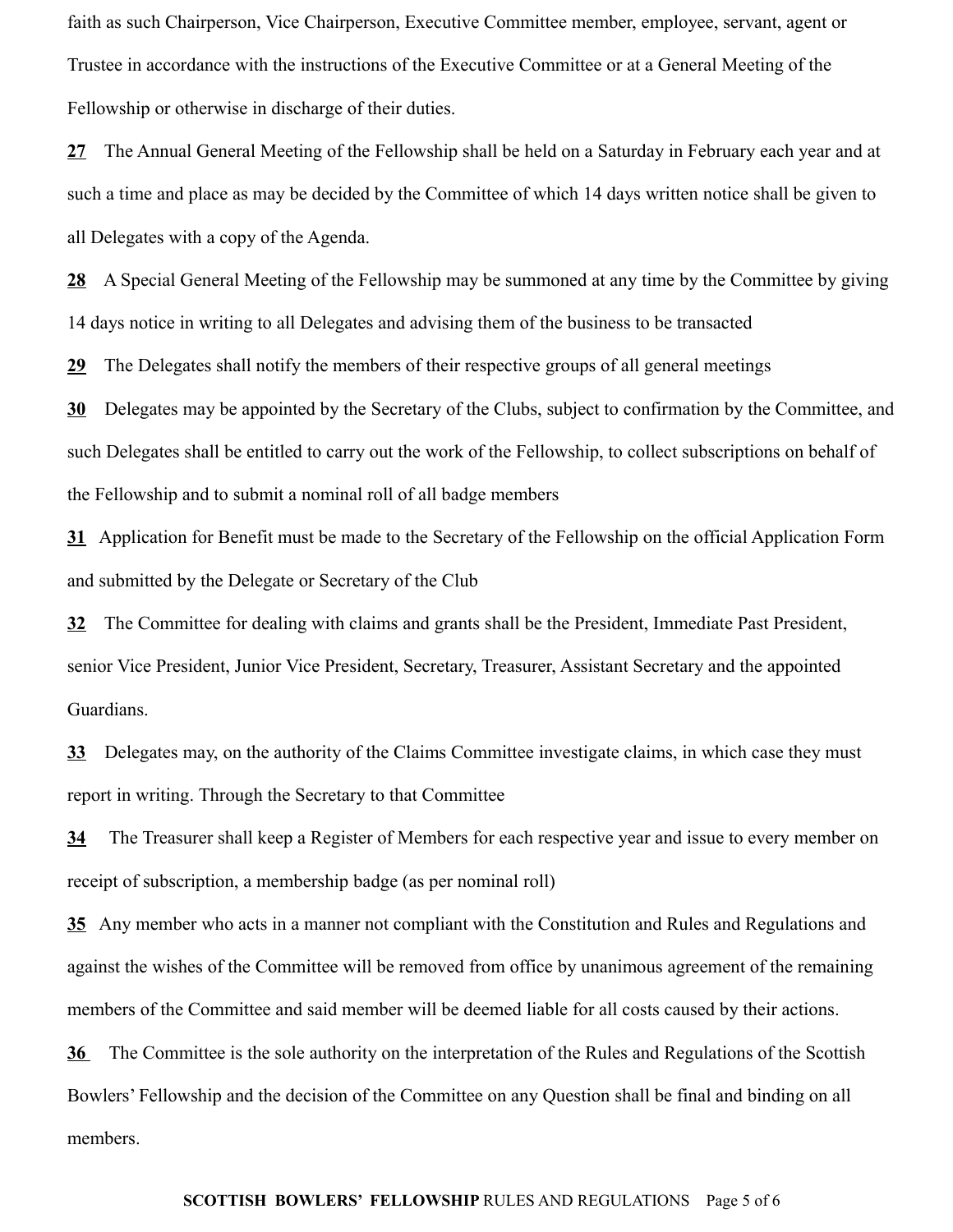faith as such Chairperson, Vice Chairperson, Executive Committee member, employee, servant, agent or Trustee in accordance with the instructions of the Executive Committee or at a General Meeting of the Fellowship or otherwise in discharge of their duties.

**27** The Annual General Meeting of the Fellowship shall be held on a Saturday in February each year and at such a time and place as may be decided by the Committee of which 14 days written notice shall be given to all Delegates with a copy of the Agenda.

**28** A Special General Meeting of the Fellowship may be summoned at any time by the Committee by giving 14 days notice in writing to all Delegates and advising them of the business to be transacted

**29** The Delegates shall notify the members of their respective groups of all general meetings

**30** Delegates may be appointed by the Secretary of the Clubs, subject to confirmation by the Committee, and such Delegates shall be entitled to carry out the work of the Fellowship, to collect subscriptions on behalf of the Fellowship and to submit a nominal roll of all badge members

**31** Application for Benefit must be made to the Secretary of the Fellowship on the official Application Form and submitted by the Delegate or Secretary of the Club

**32** The Committee for dealing with claims and grants shall be the President, Immediate Past President, senior Vice President, Junior Vice President, Secretary, Treasurer, Assistant Secretary and the appointed Guardians.

**33** Delegates may, on the authority of the Claims Committee investigate claims, in which case they must report in writing. Through the Secretary to that Committee

**34** The Treasurer shall keep a Register of Members for each respective year and issue to every member on receipt of subscription, a membership badge (as per nominal roll)

**35** Any member who acts in a manner not compliant with the Constitution and Rules and Regulations and against the wishes of the Committee will be removed from office by unanimous agreement of the remaining members of the Committee and said member will be deemed liable for all costs caused by their actions.

**36** The Committee is the sole authority on the interpretation of the Rules and Regulations of the Scottish Bowlers' Fellowship and the decision of the Committee on any Question shall be final and binding on all members.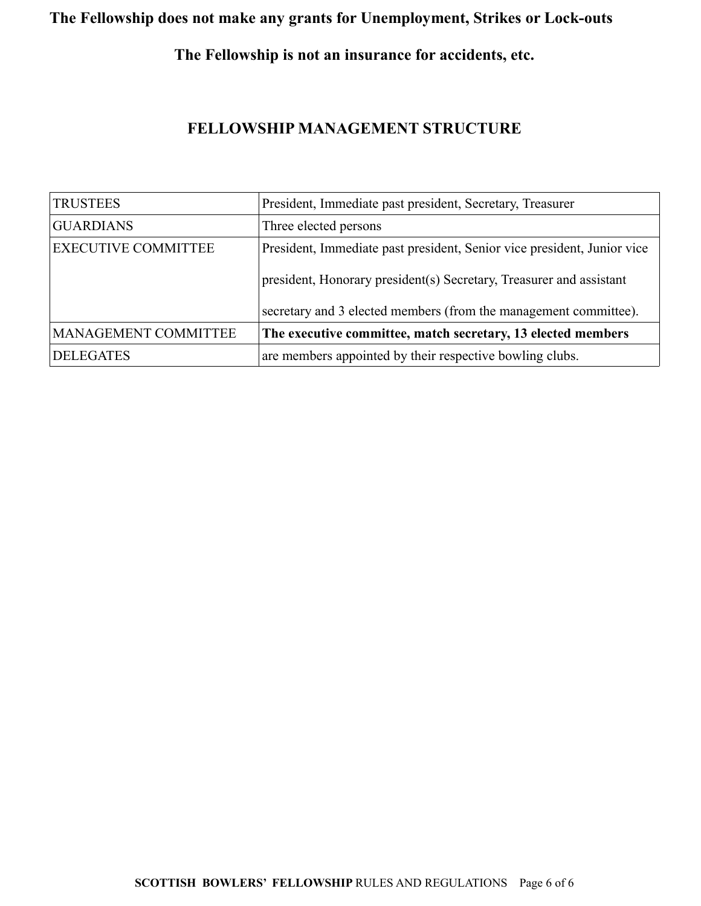**The Fellowship does not make any grants for Unemployment, Strikes or Lock-outs**

**The Fellowship is not an insurance for accidents, etc.**

## FELLOWSHIP MANAGEMENT STRUCTURE

| | |
|---|---|
| TRUSTEES | President, Immediate past president, Secretary, Treasurer |
| GUARDIANS | Three elected persons |
| EXECUTIVE COMMITTEE | President, Immediate past president, Senior vice president, Junior vice president, Honorary president(s) Secretary, Treasurer and assistant secretary and 3 elected members (from the management committee). |
| MANAGEMENT COMMITTEE | **The executive committee, match secretary, 13 elected members** |
| DELEGATES | are members appointed by their respective bowling clubs. |